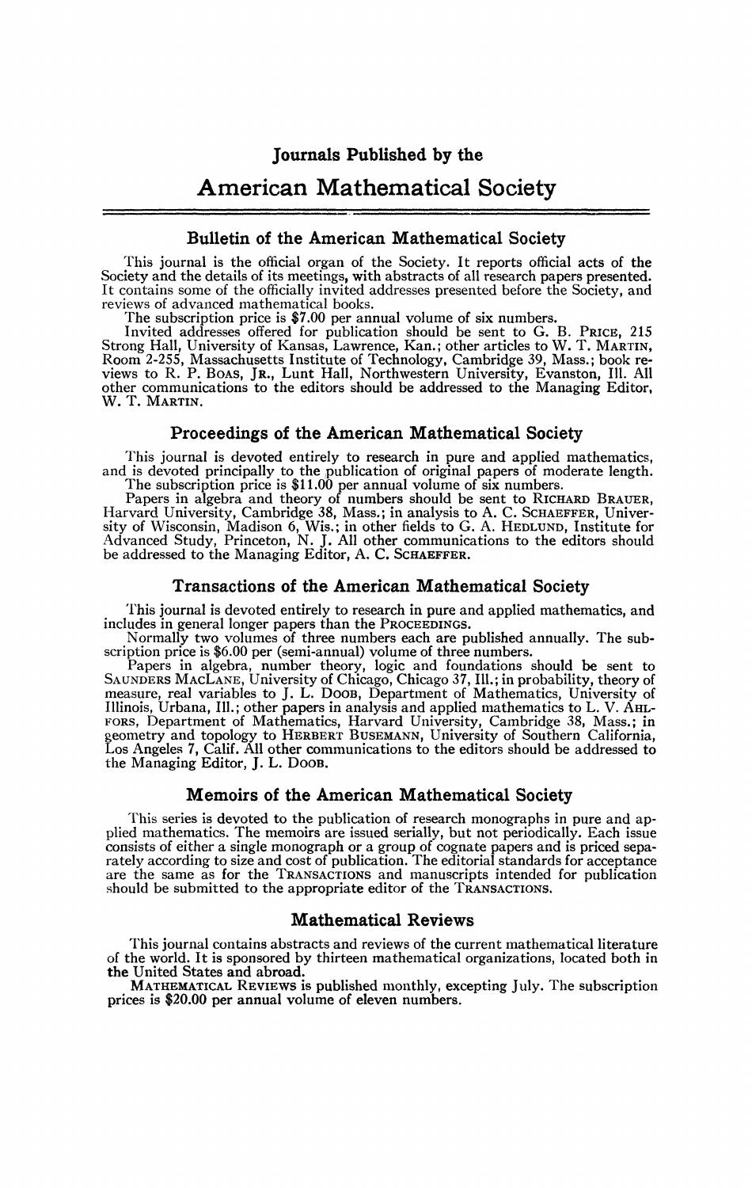# Journals Published by the

# American Mathematical Society

## Bulletin of the American Mathematical Society

This journal is the official organ of the Society. It reports official acts of the Society and the details of its meetings, with abstracts of all research papers presented. It contains some of the officially invited addresses presented before the Society, and reviews of advanced mathematical books.

The subscription price is $7.00 per annual volume of six numbers.

Invited addresses offered for publication should be sent to G. B. PRICE, 215 Strong Hall, University of Kansas, Lawrence, Kan.; other articles to W. T. MARTIN, Room 2-255, Massachusetts Institute of Technology, Cambridge 39, Mass.; book reviews to R. P. BOAS, JR., Lunt Hall, Northwestern University, Evanston, Ill. All other communications to the editors should be addressed to the Managing Editor, W. T. MARTIN.

## Proceedings of the American Mathematical Society

This journal is devoted entirely to research in pure and applied mathematics, and is devoted principally to the publication of original papers of moderate length.

The subscription price is $11.00 per annual volume of six numbers.

Papers in algebra and theory of numbers should be sent to RICHARD BRAUER, Harvard University, Cambridge 38, Mass.; in analysis to A. C. SCHAEFFER, University of Wisconsin, Madison 6, Wis.; in other fields to G. A. HEDLUND, Institute for Advanced Study, Princeton, N. J. All other communications to the editors should be addressed to the Managing Editor, A. C. SCHAEFFER.

## Transactions of the American Mathematical Society

This journal is devoted entirely to research in pure and applied mathematics, and includes in general longer papers than the PROCEEDINGS.

Normally two volumes of three numbers each are published annually. The subscription price is $6.00 per (semi-annual) volume of three numbers.

Papers in algebra, number theory, logic and foundations should be sent to SAUNDERS MACLANE, University of Chicago, Chicago 37, Ill.; in probability, theory of measure, real variables to J. L. DOOB, Department of Mathematics, University of Illinois, Urbana, Ill.; other papers in analysis and applied mathematics to L. V. AHLFORS, Department of Mathematics, Harvard University, Cambridge 38, Mass.; in geometry and topology to HERBERT BUSEMANN, University of Southern California, Los Angeles 7, Calif. All other communications to the editors should be addressed to the Managing Editor, J. L. DOOB.

## Memoirs of the American Mathematical Society

This series is devoted to the publication of research monographs in pure and applied mathematics. The memoirs are issued serially, but not periodically. Each issue consists of either a single monograph or a group of cognate papers and is priced separately according to size and cost of publication. The editorial standards for acceptance are the same as for the TRANSACTIONS and manuscripts intended for publication should be submitted to the appropriate editor of the TRANSACTIONS.

## Mathematical Reviews

This journal contains abstracts and reviews of the current mathematical literature of the world. It is sponsored by thirteen mathematical organizations, located both in the United States and abroad.

MATHEMATICAL REVIEWS is published monthly, excepting July. The subscription prices is $20.00 per annual volume of eleven numbers.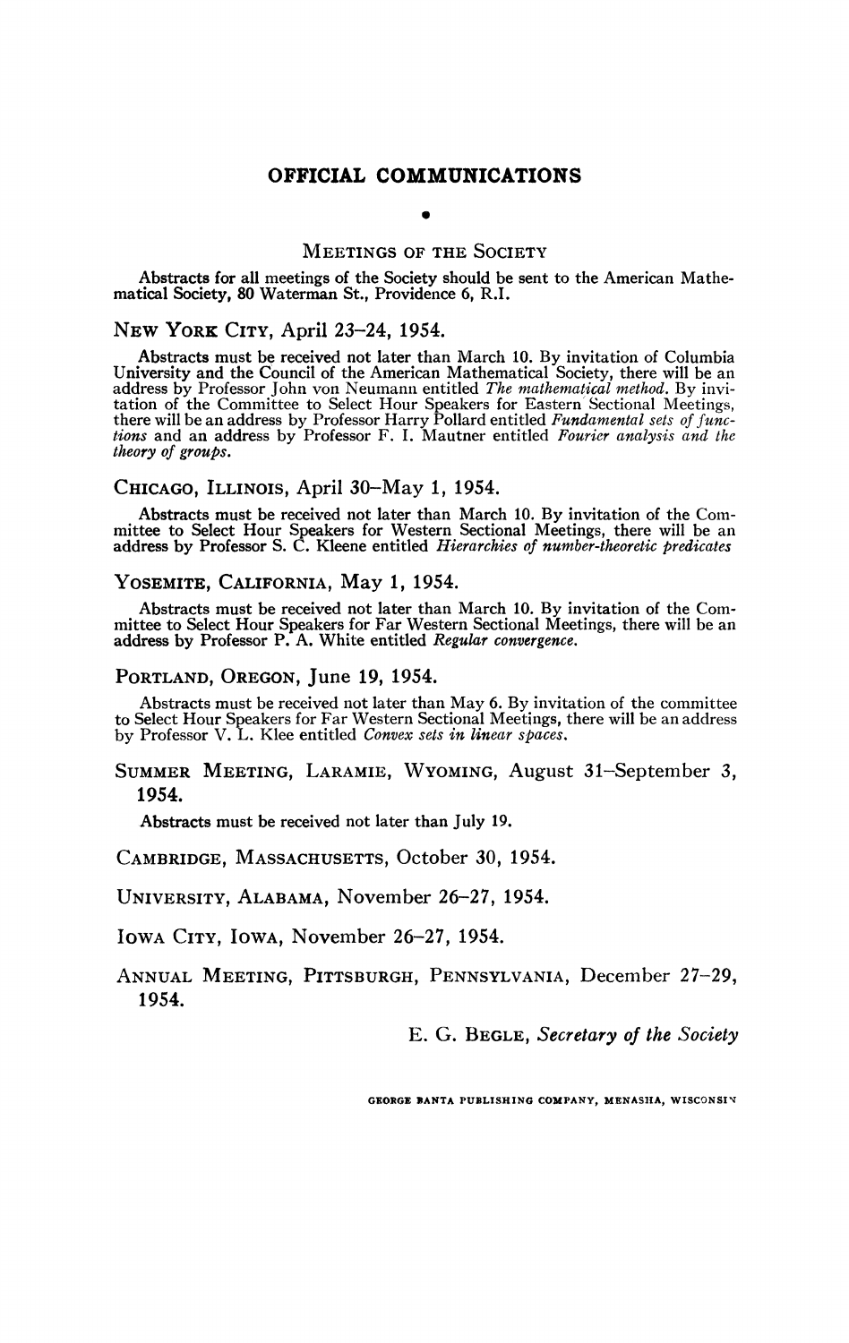# OFFICIAL COMMUNICATIONS

•

## MEETINGS OF THE SOCIETY

Abstracts for all meetings of the Society should be sent to the American Mathematical Society, 80 Waterman St., Providence 6, R.I.

### NEW YORK CITY, April 23–24, 1954.

Abstracts must be received not later than March 10. By invitation of Columbia University and the Council of the American Mathematical Society, there will be an address by Professor John von Neumann entitled *The mathematical method*. By invitation of the Committee to Select Hour Speakers for Eastern Sectional Meetings, there will be an address by Professor Harry Pollard entitled *Fundamental sets of functions* and an address by Professor F. I. Mautner entitled *Fourier analysis and the theory of groups*.

### CHICAGO, ILLINOIS, April 30–May 1, 1954.

Abstracts must be received not later than March 10. By invitation of the Committee to Select Hour Speakers for Western Sectional Meetings, there will be an address by Professor S. C. Kleene entitled *Hierarchies of number-theoretic predicates*

### YOSEMITE, CALIFORNIA, May 1, 1954.

Abstracts must be received not later than March 10. By invitation of the Committee to Select Hour Speakers for Far Western Sectional Meetings, there will be an address by Professor P. A. White entitled *Regular convergence*.

### PORTLAND, OREGON, June 19, 1954.

Abstracts must be received not later than May 6. By invitation of the committee to Select Hour Speakers for Far Western Sectional Meetings, there will be an address by Professor V. L. Klee entitled *Convex sets in linear spaces*.

### SUMMER MEETING, LARAMIE, WYOMING, August 31–September 3, 1954.

Abstracts must be received not later than July 19.

### CAMBRIDGE, MASSACHUSETTS, October 30, 1954.

### UNIVERSITY, ALABAMA, November 26–27, 1954.

### IOWA CITY, IOWA, November 26–27, 1954.

### ANNUAL MEETING, PITTSBURGH, PENNSYLVANIA, December 27–29, 1954.

E. G. BEGLE, *Secretary of the Society*

GEORGE BANTA PUBLISHING COMPANY, MENASHA, WISCONSIN